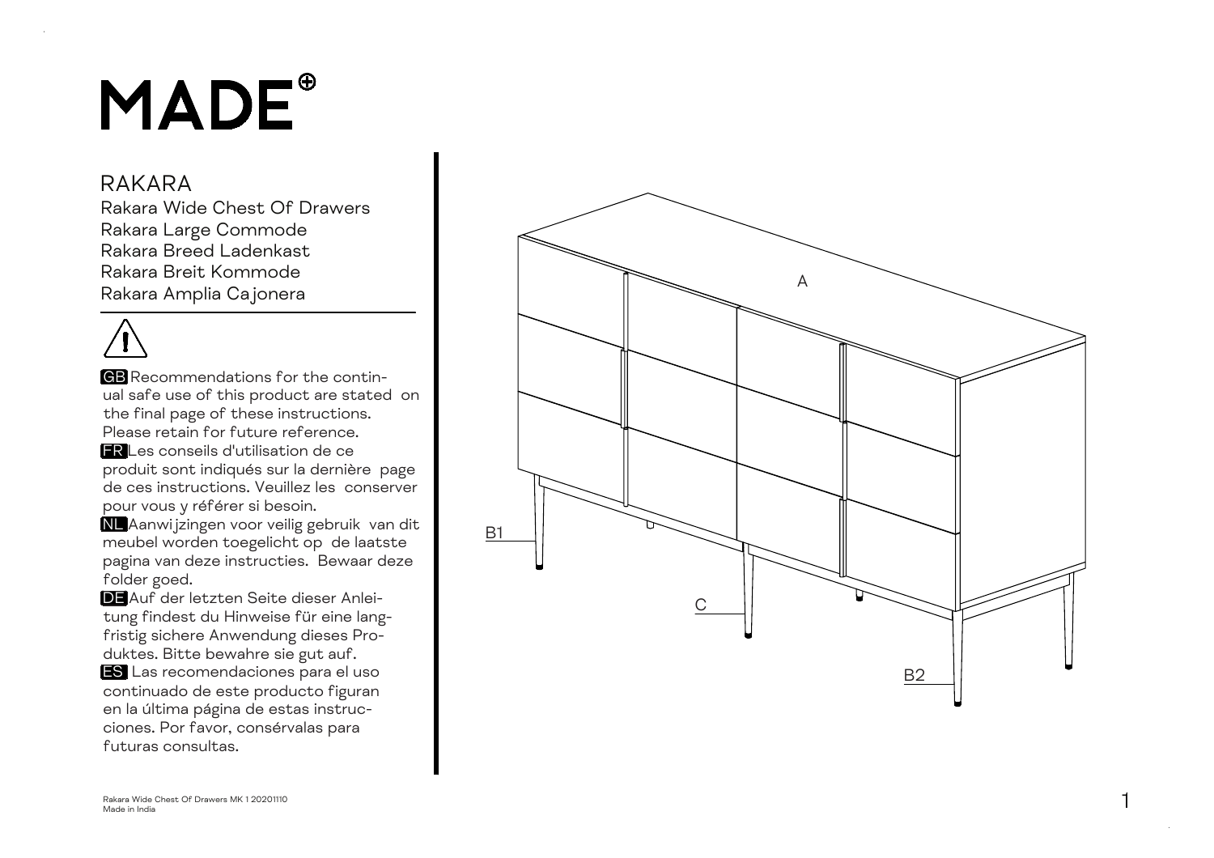# MADE

## RAKARA

Rakara Wide Chest Of Drawers
Rakara Large Commode
Rakara Breed Ladenkast
Rakara Breit Kommode
Rakara Amplia Cajonera

**GB** Recommendations for the continual safe use of this product are stated on the final page of these instructions. Please retain for future reference.

**FR** Les conseils d'utilisation de ce produit sont indiqués sur la dernière page de ces instructions. Veuillez les conserver pour vous y référer si besoin.

**NL** Aanwijzingen voor veilig gebruik van dit meubel worden toegelicht op de laatste pagina van deze instructies. Bewaar deze folder goed.

**DE** Auf der letzten Seite dieser Anleitung findest du Hinweise für eine langfristig sichere Anwendung dieses Produktes. Bitte bewahre sie gut auf.

**ES** Las recomendaciones para el uso continuado de este producto figuran en la última página de estas instrucciones. Por favor, consérvalas para futuras consultas.

A

B1

C

B2

Rakara Wide Chest Of Drawers MK 1 20201110
Made in India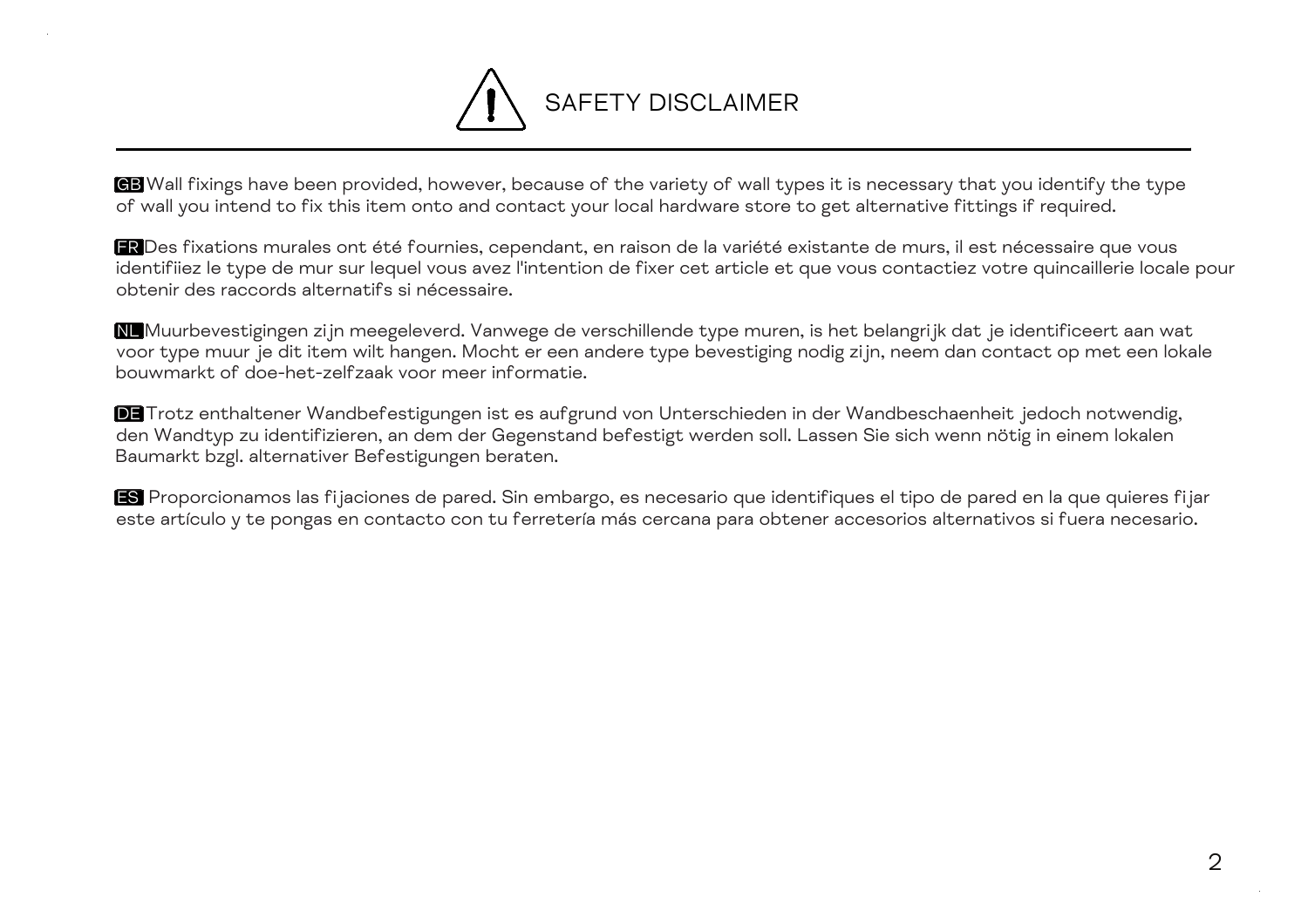# SAFETY DISCLAIMER

**GB** Wall fixings have been provided, however, because of the variety of wall types it is necessary that you identify the type of wall you intend to fix this item onto and contact your local hardware store to get alternative fittings if required.

**FR** Des fixations murales ont été fournies, cependant, en raison de la variété existante de murs, il est nécessaire que vous identifiiez le type de mur sur lequel vous avez l'intention de fixer cet article et que vous contactiez votre quincaillerie locale pour obtenir des raccords alternatifs si nécessaire.

**NL** Muurbevestigingen zijn meegeleverd. Vanwege de verschillende type muren, is het belangrijk dat je identificeert aan wat voor type muur je dit item wilt hangen. Mocht er een andere type bevestiging nodig zijn, neem dan contact op met een lokale bouwmarkt of doe-het-zelfzaak voor meer informatie.

**DE** Trotz enthaltener Wandbefestigungen ist es aufgrund von Unterschieden in der Wandbeschaenheit jedoch notwendig, den Wandtyp zu identifizieren, an dem der Gegenstand befestigt werden soll. Lassen Sie sich wenn nötig in einem lokalen Baumarkt bzgl. alternativer Befestigungen beraten.

**ES** Proporcionamos las fijaciones de pared. Sin embargo, es necesario que identifiques el tipo de pared en la que quieres fijar este artículo y te pongas en contacto con tu ferretería más cercana para obtener accesorios alternativos si fuera necesario.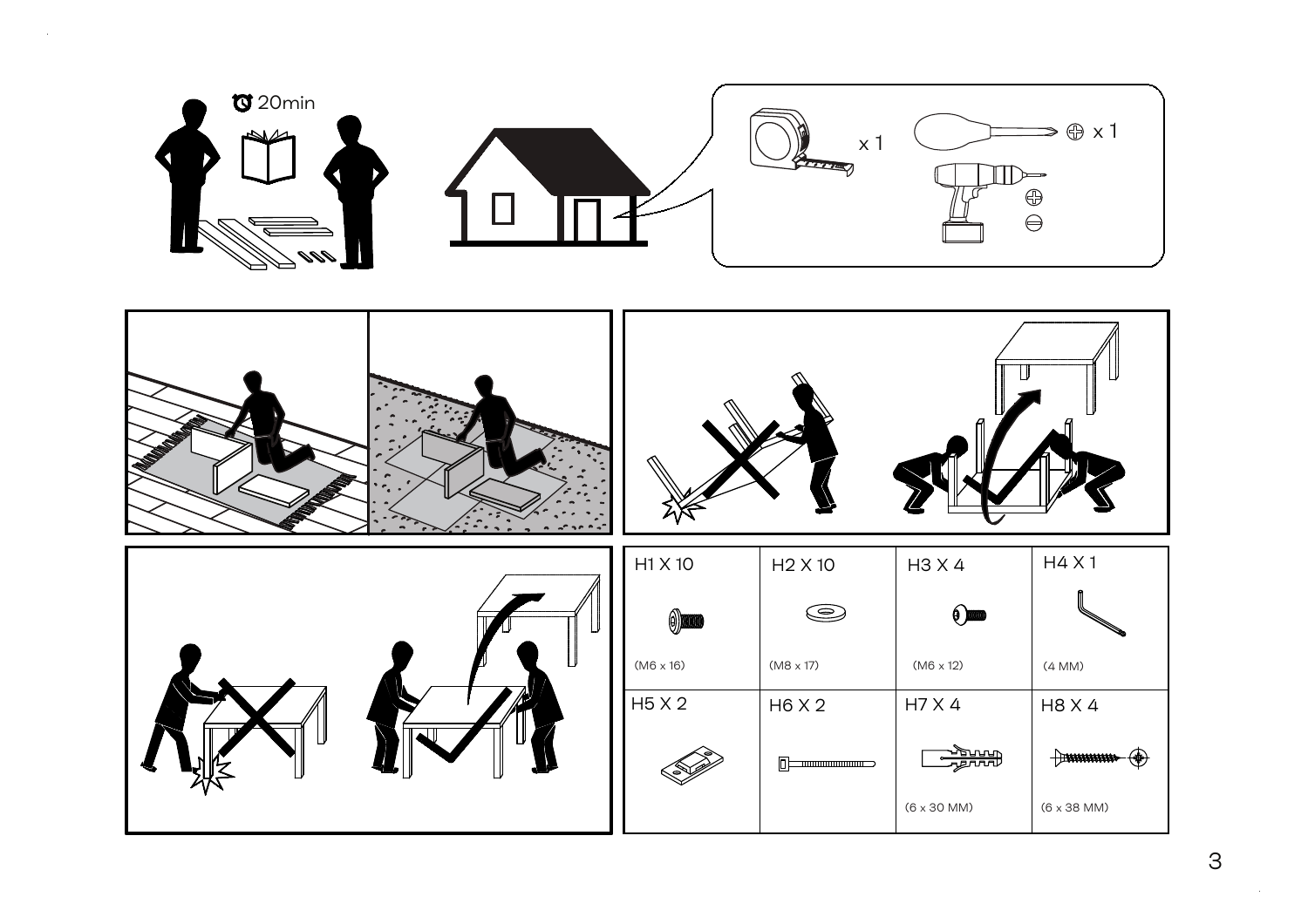20min

x 1

x 1

| | | | |
|---|---|---|---|
| H1 X 10 | H2 X 10 | H3 X 4 | H4 X 1 |
| (M6 x 16) | (M8 x 17) | (M6 x 12) | (4 MM) |
| H5 X 2 | H6 X 2 | H7 X 4 | H8 X 4 |
| | | (6 x 30 MM) | (6 x 38 MM) |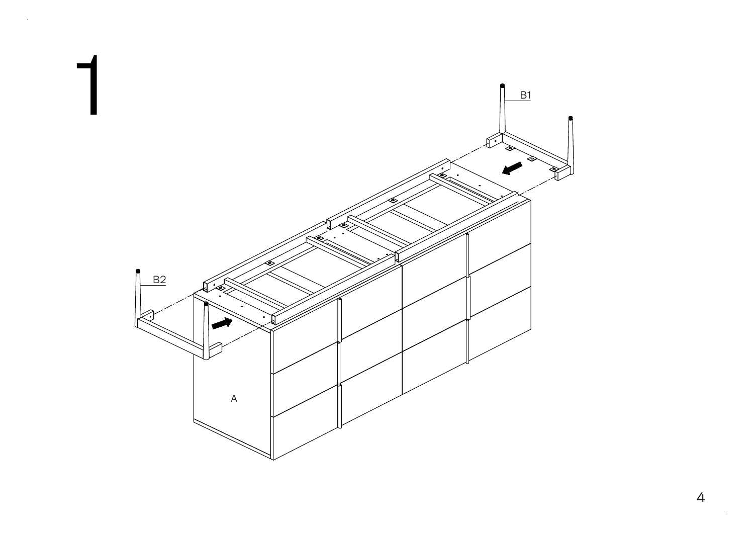# 1

B1

B2

A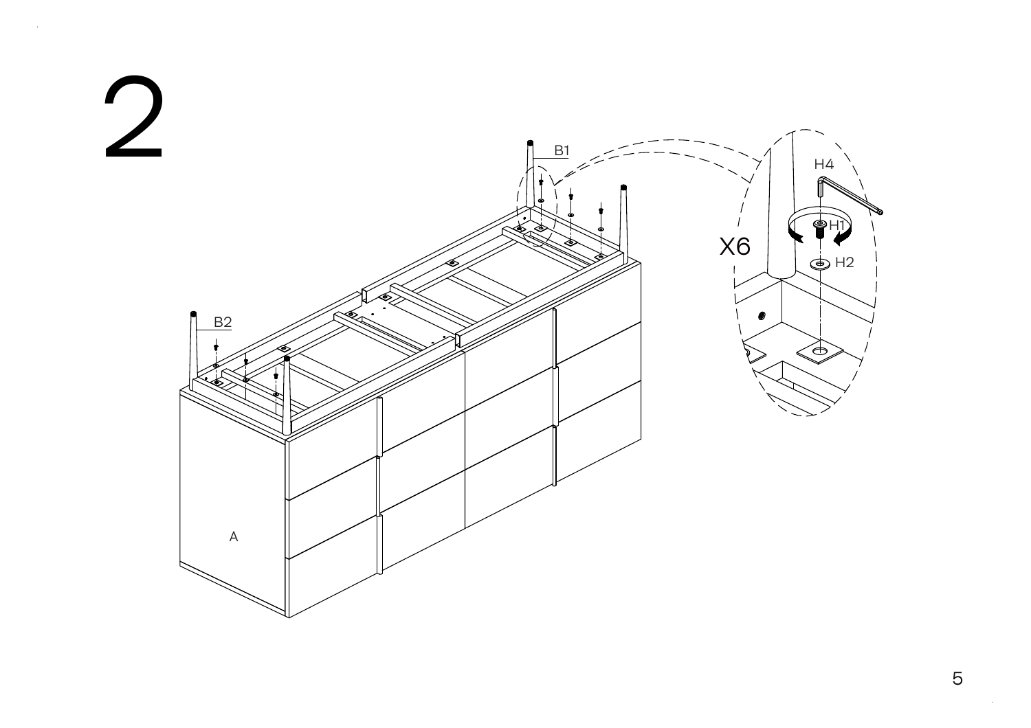# 2

B1

B2

A

X6

H4

H1

H2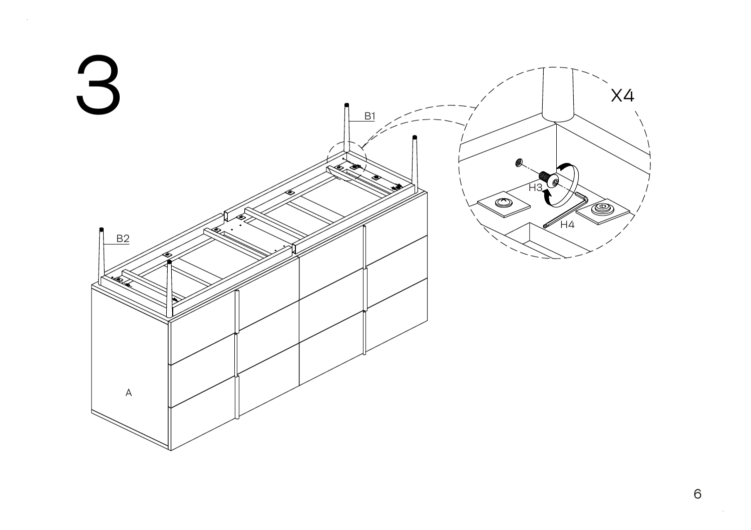# 3

B1

B2

A

X4

H3

H4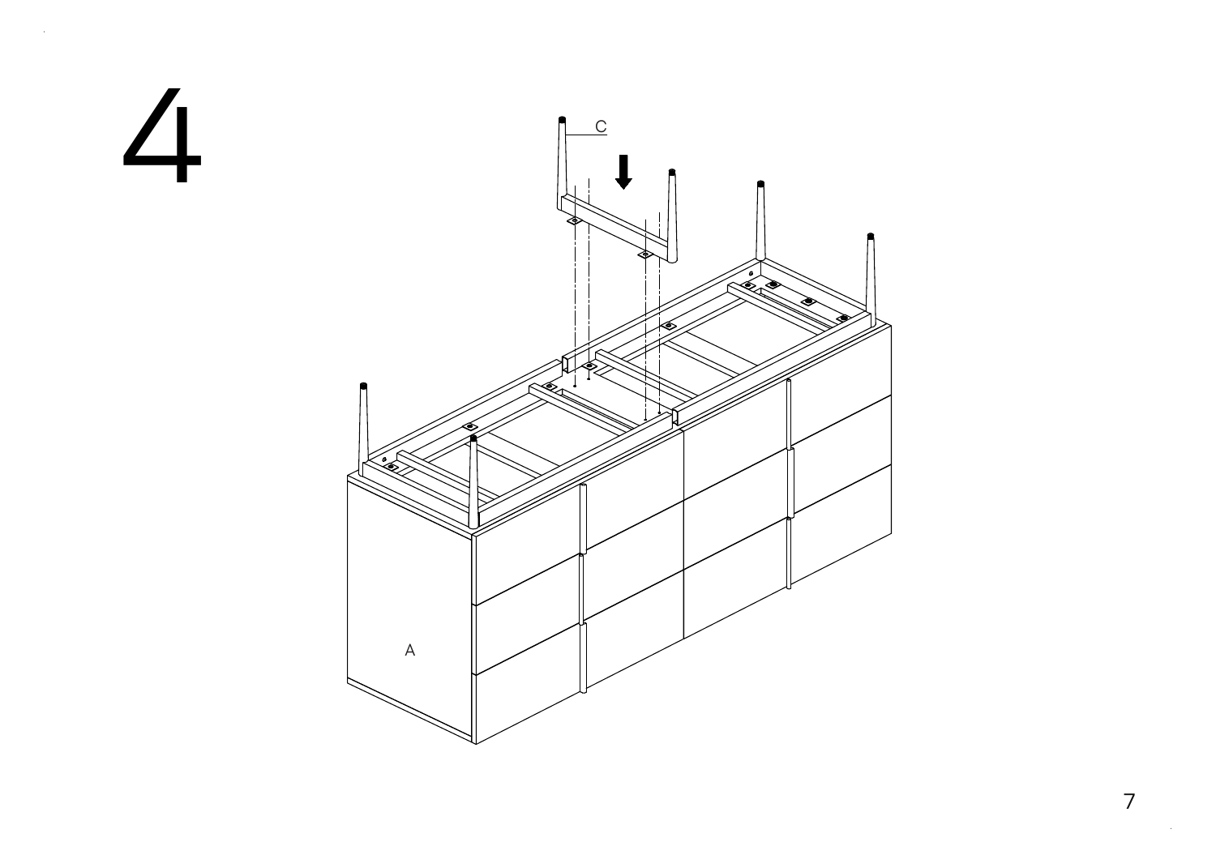# 4

C

A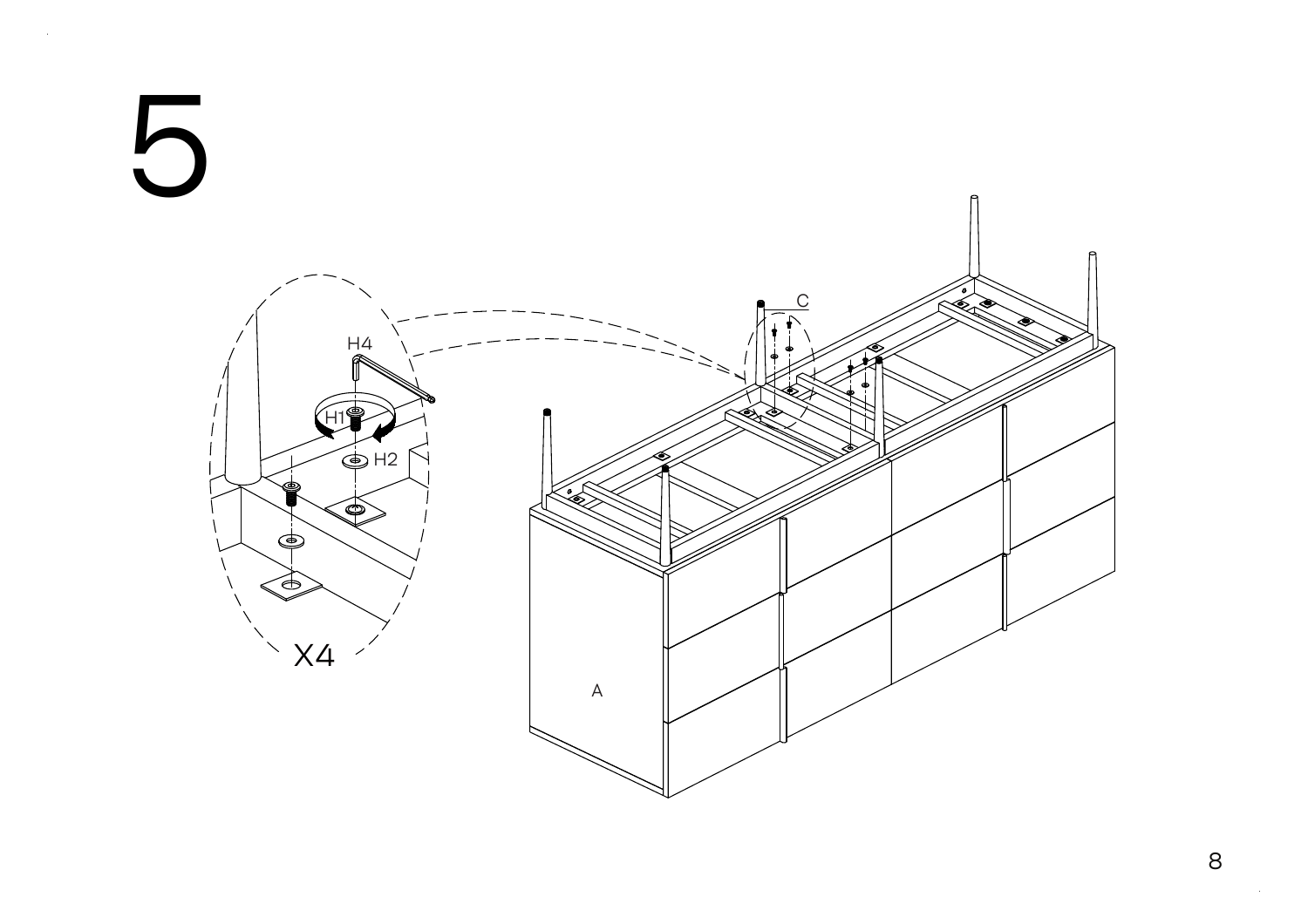# 5

H4

H1

H2

X4

C

A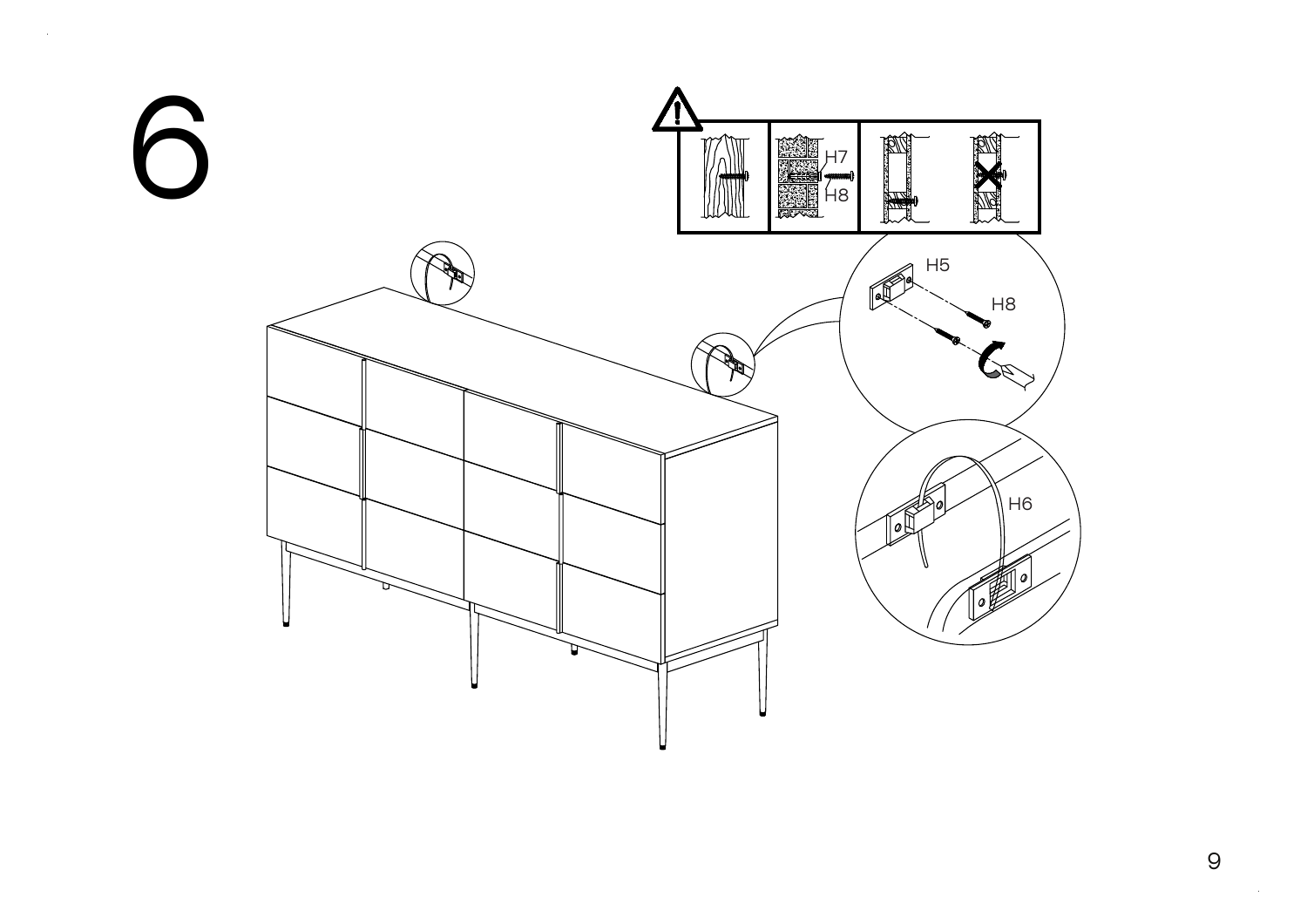# 6

H7

H8

H5

H8

H6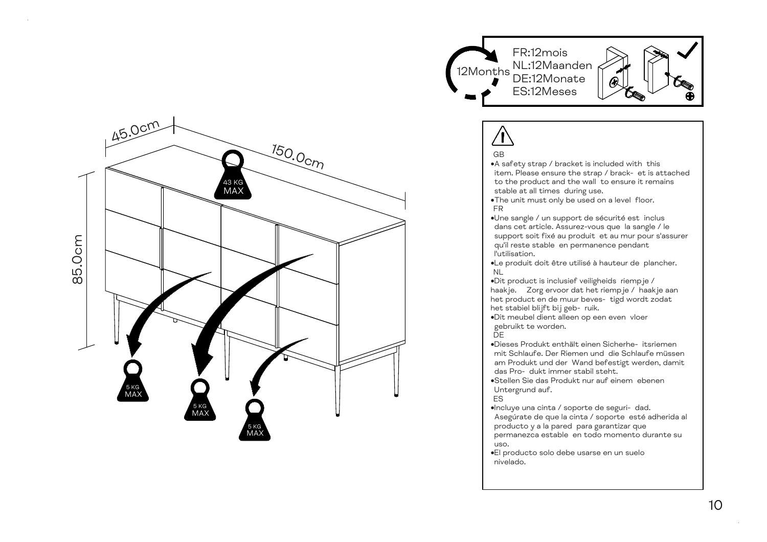45.0cm

150.0cm

85.0cm

43 KG
MAX

5 KG
MAX

5 KG
MAX

5 KG
MAX

12Months

FR:12mois
NL:12Maanden
DE:12Monate
ES:12Meses

GB

- A safety strap / bracket is included with this item. Please ensure the strap / brack- et is attached to the product and the wall to ensure it remains stable at all times during use.
- The unit must only be used on a level floor.

FR

- Une sangle / un support de sécurité est inclus dans cet article. Assurez-vous que la sangle / le support soit fixé au produit et au mur pour s'assurer qu'il reste stable en permanence pendant l'utilisation.
- Le produit doit être utilisé à hauteur de plancher.

NL

- Dit product is inclusief veiligheids riempje / haakje. Zorg ervoor dat het riempje / haakje aan het product en de muur beves- tigd wordt zodat het stabiel blijft bij geb- ruik.
- Dit meubel dient alleen op een even vloer gebruikt te worden.

DE

- Dieses Produkt enthält einen Sicherhe- itsriemen mit Schlaufe. Der Riemen und die Schlaufe müssen am Produkt und der Wand befestigt werden, damit das Pro- dukt immer stabil steht.
- Stellen Sie das Produkt nur auf einem ebenen Untergrund auf.

ES

- Incluye una cinta / soporte de seguri- dad. Asegúrate de que la cinta / soporte esté adherida al producto y a la pared para garantizar que permanezca estable en todo momento durante su uso.
- El producto solo debe usarse en un suelo nivelado.